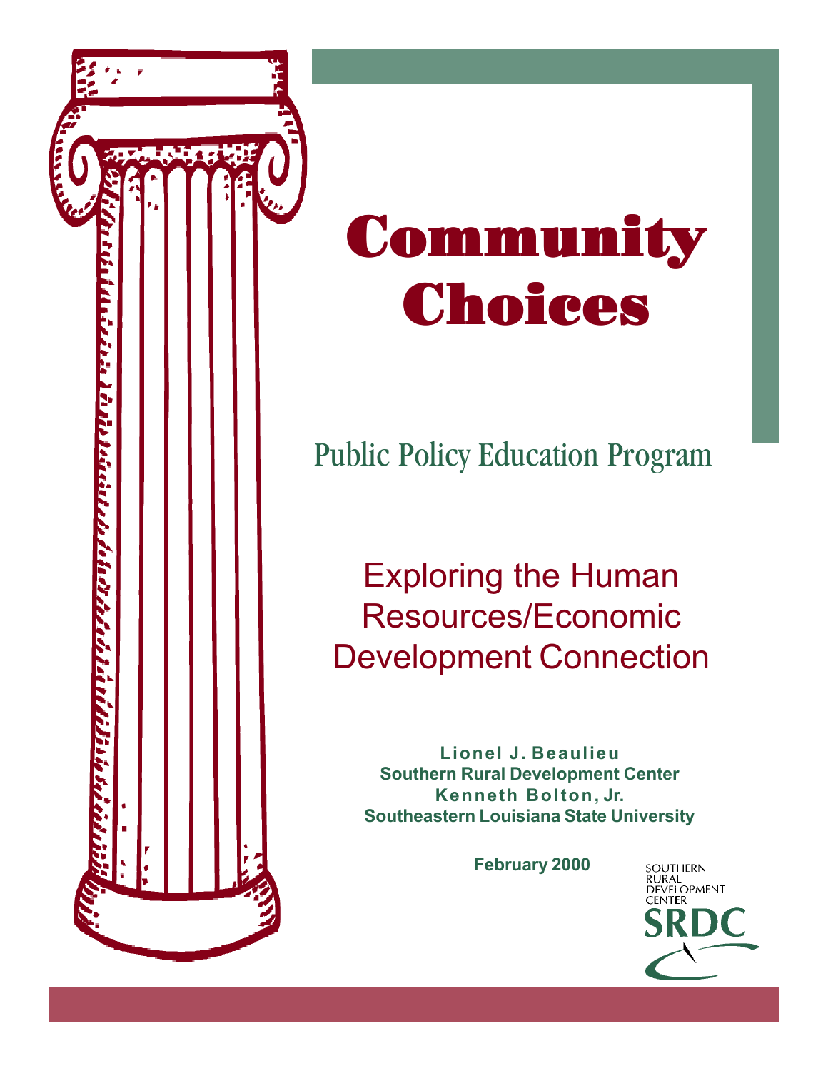# Community Choices

## Public Policy Education Program

## Exploring the Human Resources/Economic Development Connection

**Lionel J. Beaulieu**
**Southern Rural Development Center**
**Kenneth Bolton, Jr.**
**Southeastern Louisiana State University**

**February 2000**

SOUTHERN RURAL DEVELOPMENT CENTER
SRDC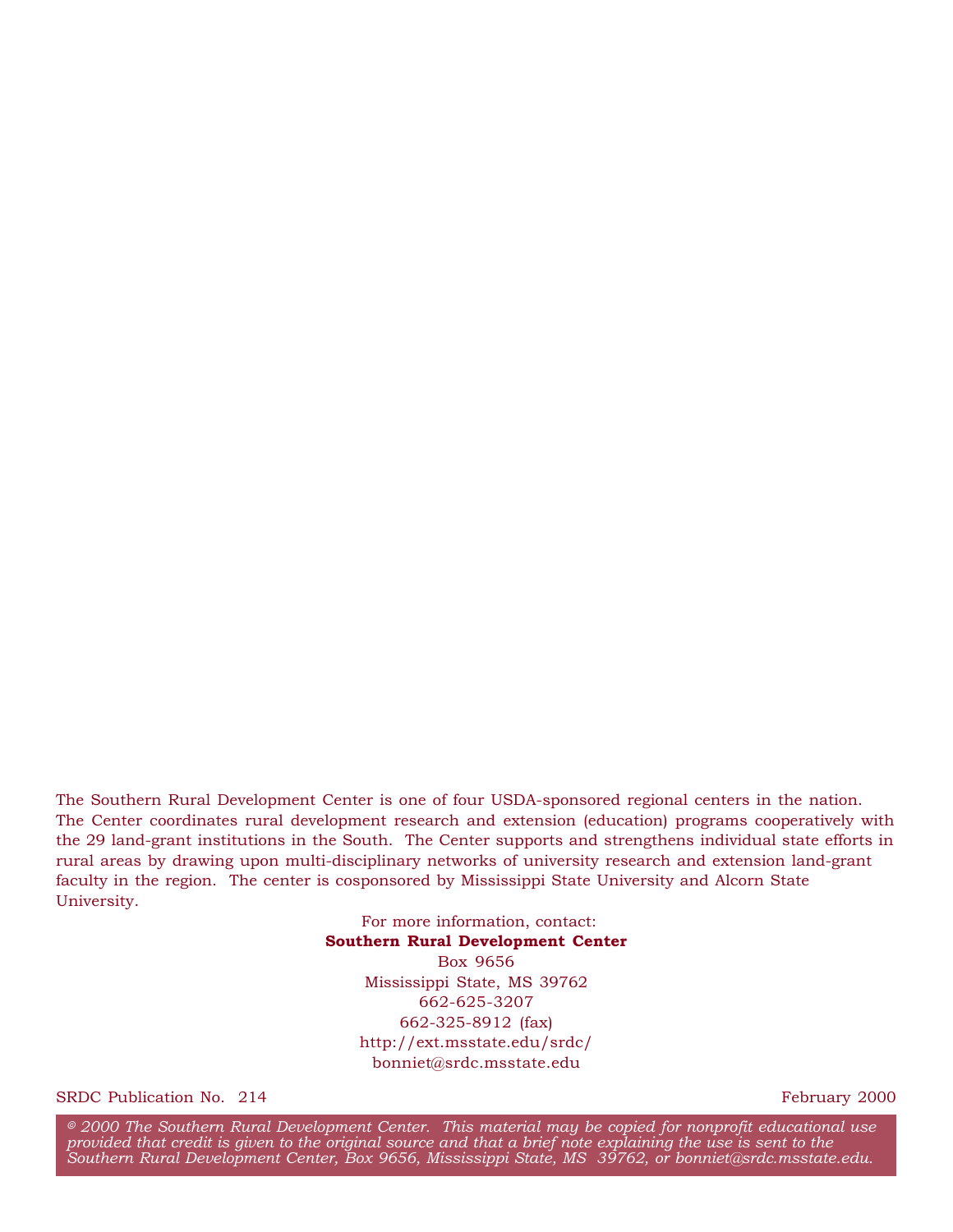The Southern Rural Development Center is one of four USDA-sponsored regional centers in the nation. The Center coordinates rural development research and extension (education) programs cooperatively with the 29 land-grant institutions in the South. The Center supports and strengthens individual state efforts in rural areas by drawing upon multi-disciplinary networks of university research and extension land-grant faculty in the region. The center is cosponsored by Mississippi State University and Alcorn State University.

For more information, contact:
**Southern Rural Development Center**
Box 9656
Mississippi State, MS 39762
662-625-3207
662-325-8912 (fax)
http://ext.msstate.edu/srdc/
bonniet@srdc.msstate.edu

SRDC Publication No. 214

February 2000

*© 2000 The Southern Rural Development Center. This material may be copied for nonprofit educational use provided that credit is given to the original source and that a brief note explaining the use is sent to the Southern Rural Development Center, Box 9656, Mississippi State, MS 39762, or bonniet@srdc.msstate.edu.*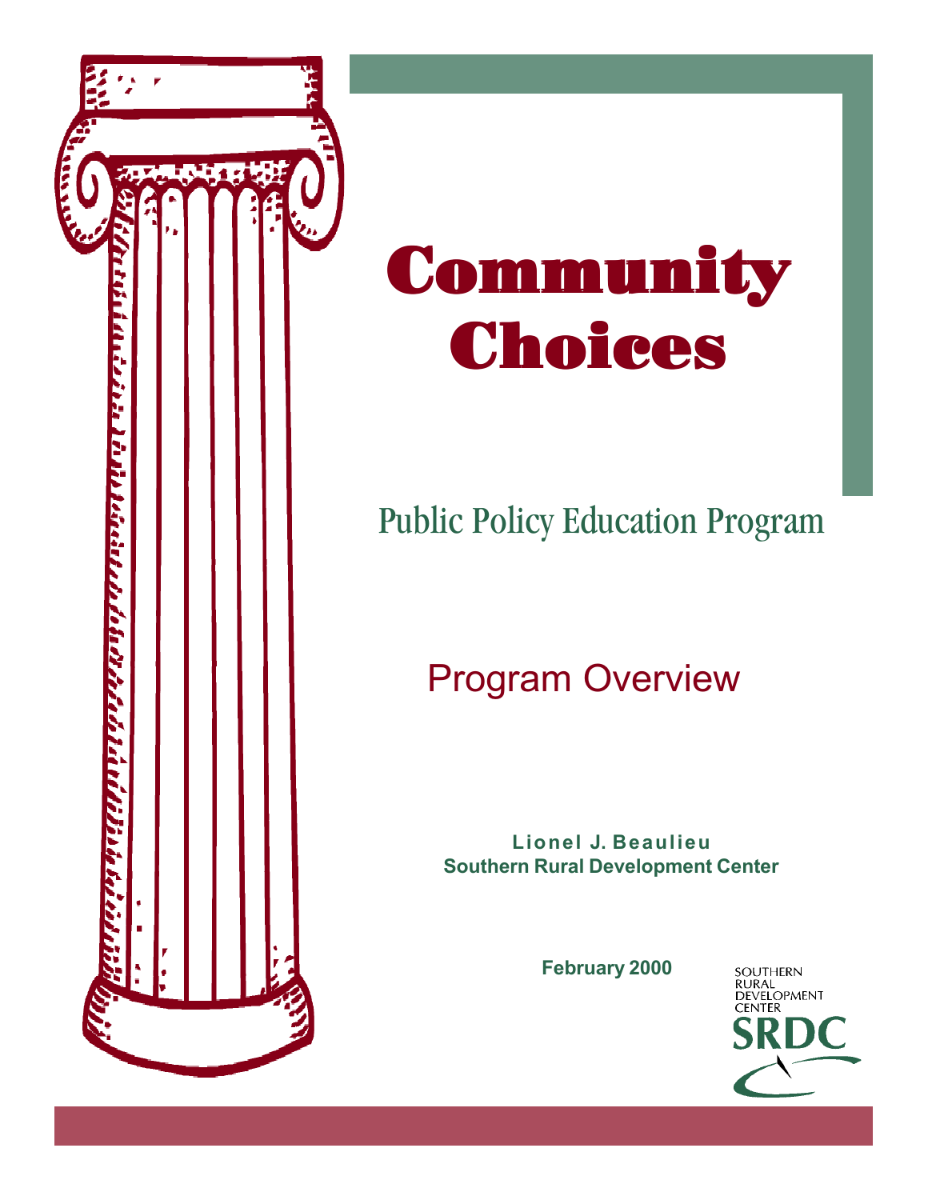# Community Choices

## Public Policy Education Program

## Program Overview

**Lionel J. Beaulieu**
**Southern Rural Development Center**

**February 2000**

SOUTHERN RURAL DEVELOPMENT CENTER
SRDC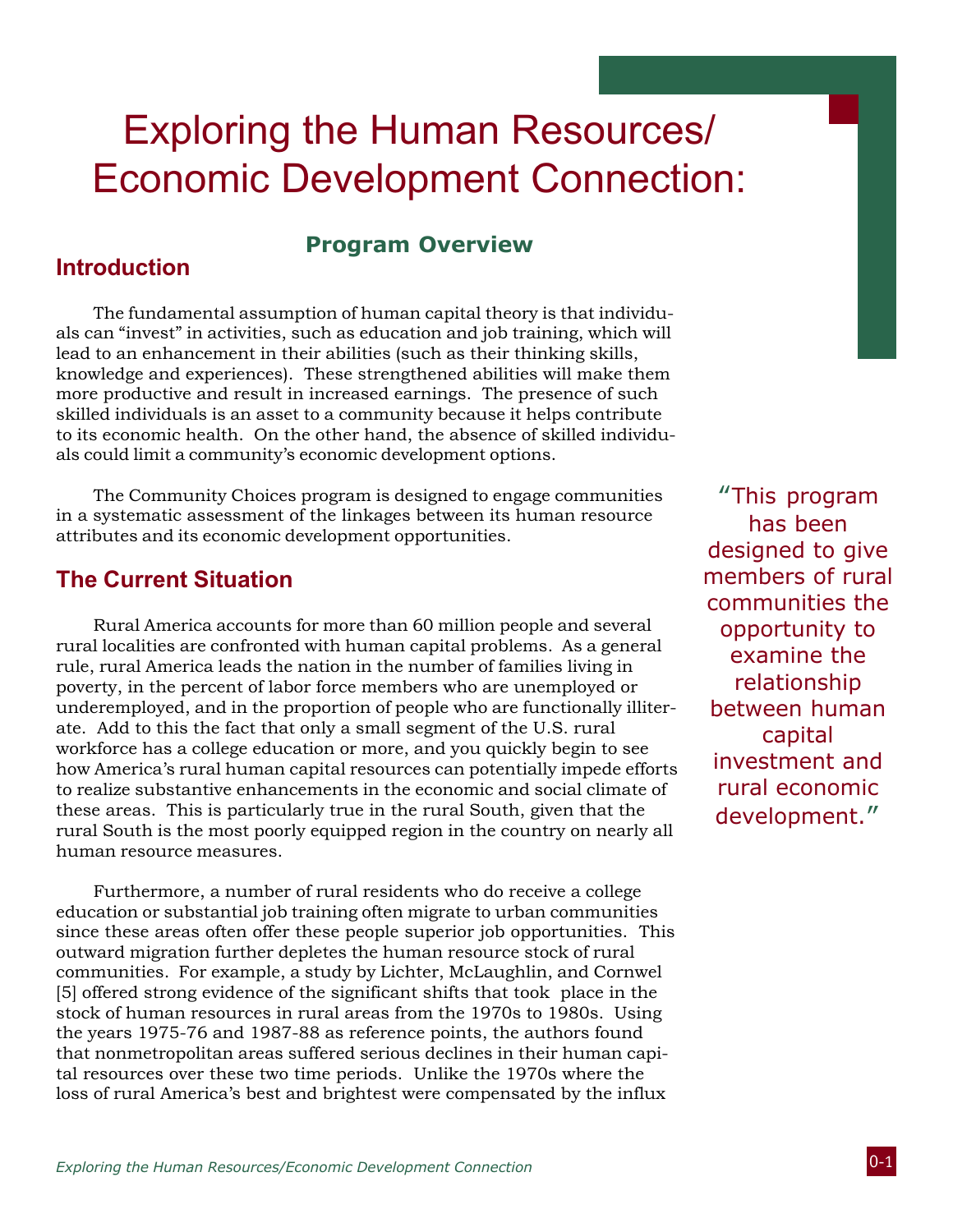# Exploring the Human Resources/ Economic Development Connection:

## Program Overview

## Introduction

The fundamental assumption of human capital theory is that individuals can "invest" in activities, such as education and job training, which will lead to an enhancement in their abilities (such as their thinking skills, knowledge and experiences). These strengthened abilities will make them more productive and result in increased earnings. The presence of such skilled individuals is an asset to a community because it helps contribute to its economic health. On the other hand, the absence of skilled individuals could limit a community's economic development options.

The Community Choices program is designed to engage communities in a systematic assessment of the linkages between its human resource attributes and its economic development opportunities.

"This program has been designed to give members of rural communities the opportunity to examine the relationship between human capital investment and rural economic development."

## The Current Situation

Rural America accounts for more than 60 million people and several rural localities are confronted with human capital problems. As a general rule, rural America leads the nation in the number of families living in poverty, in the percent of labor force members who are unemployed or underemployed, and in the proportion of people who are functionally illiterate. Add to this the fact that only a small segment of the U.S. rural workforce has a college education or more, and you quickly begin to see how America's rural human capital resources can potentially impede efforts to realize substantive enhancements in the economic and social climate of these areas. This is particularly true in the rural South, given that the rural South is the most poorly equipped region in the country on nearly all human resource measures.

Furthermore, a number of rural residents who do receive a college education or substantial job training often migrate to urban communities since these areas often offer these people superior job opportunities. This outward migration further depletes the human resource stock of rural communities. For example, a study by Lichter, McLaughlin, and Cornwel [5] offered strong evidence of the significant shifts that took place in the stock of human resources in rural areas from the 1970s to 1980s. Using the years 1975-76 and 1987-88 as reference points, the authors found that nonmetropolitan areas suffered serious declines in their human capital resources over these two time periods. Unlike the 1970s where the loss of rural America's best and brightest were compensated by the influx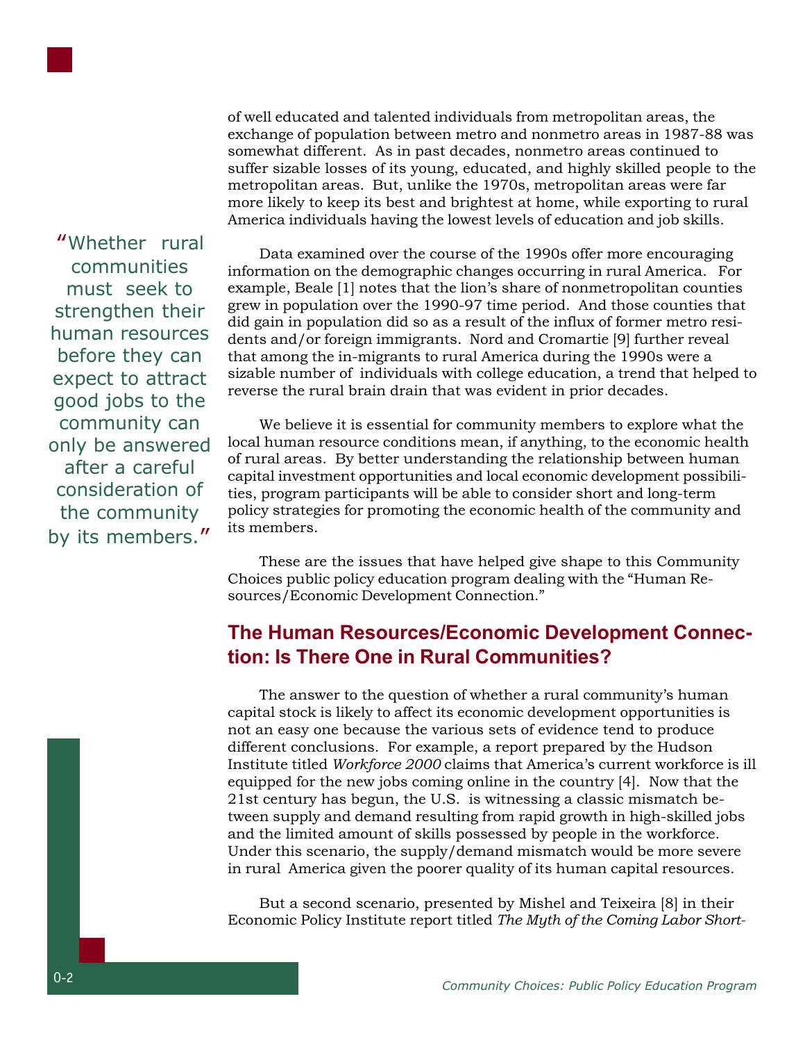of well educated and talented individuals from metropolitan areas, the exchange of population between metro and nonmetro areas in 1987-88 was somewhat different. As in past decades, nonmetro areas continued to suffer sizable losses of its young, educated, and highly skilled people to the metropolitan areas. But, unlike the 1970s, metropolitan areas were far more likely to keep its best and brightest at home, while exporting to rural America individuals having the lowest levels of education and job skills.

> "Whether rural communities must seek to strengthen their human resources before they can expect to attract good jobs to the community can only be answered after a careful consideration of the community by its members."

Data examined over the course of the 1990s offer more encouraging information on the demographic changes occurring in rural America. For example, Beale [1] notes that the lion's share of nonmetropolitan counties grew in population over the 1990-97 time period. And those counties that did gain in population did so as a result of the influx of former metro residents and/or foreign immigrants. Nord and Cromartie [9] further reveal that among the in-migrants to rural America during the 1990s were a sizable number of individuals with college education, a trend that helped to reverse the rural brain drain that was evident in prior decades.

We believe it is essential for community members to explore what the local human resource conditions mean, if anything, to the economic health of rural areas. By better understanding the relationship between human capital investment opportunities and local economic development possibilities, program participants will be able to consider short and long-term policy strategies for promoting the economic health of the community and its members.

These are the issues that have helped give shape to this Community Choices public policy education program dealing with the "Human Resources/Economic Development Connection."

## The Human Resources/Economic Development Connection: Is There One in Rural Communities?

The answer to the question of whether a rural community's human capital stock is likely to affect its economic development opportunities is not an easy one because the various sets of evidence tend to produce different conclusions. For example, a report prepared by the Hudson Institute titled *Workforce 2000* claims that America's current workforce is ill equipped for the new jobs coming online in the country [4]. Now that the 21st century has begun, the U.S. is witnessing a classic mismatch between supply and demand resulting from rapid growth in high-skilled jobs and the limited amount of skills possessed by people in the workforce. Under this scenario, the supply/demand mismatch would be more severe in rural America given the poorer quality of its human capital resources.

But a second scenario, presented by Mishel and Teixeira [8] in their Economic Policy Institute report titled *The Myth of the Coming Labor Short-*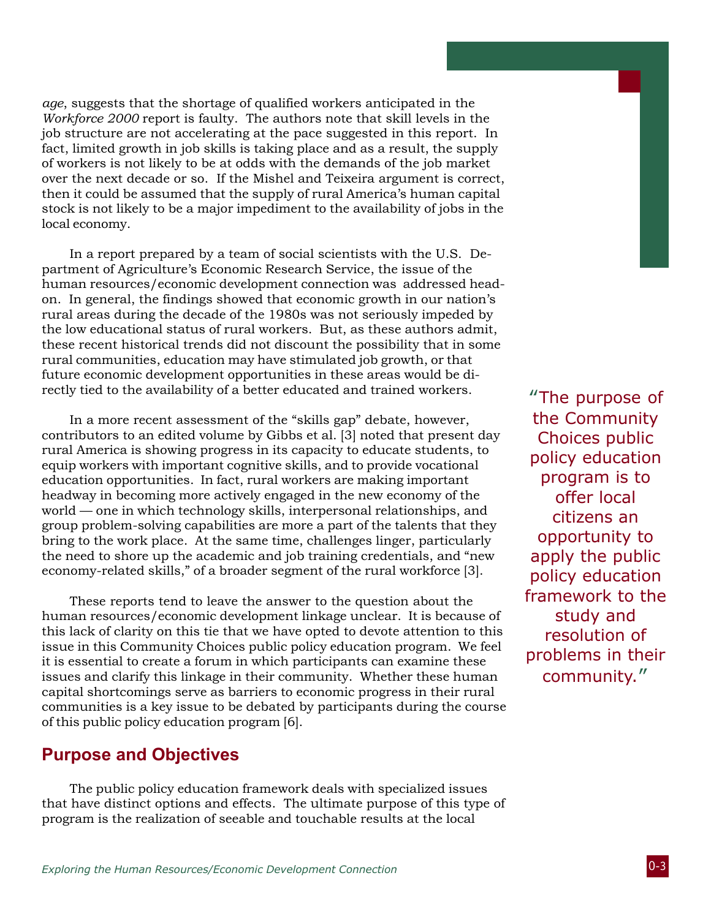*age*, suggests that the shortage of qualified workers anticipated in the *Workforce 2000* report is faulty. The authors note that skill levels in the job structure are not accelerating at the pace suggested in this report. In fact, limited growth in job skills is taking place and as a result, the supply of workers is not likely to be at odds with the demands of the job market over the next decade or so. If the Mishel and Teixeira argument is correct, then it could be assumed that the supply of rural America's human capital stock is not likely to be a major impediment to the availability of jobs in the local economy.

In a report prepared by a team of social scientists with the U.S. Department of Agriculture's Economic Research Service, the issue of the human resources/economic development connection was addressed head-on. In general, the findings showed that economic growth in our nation's rural areas during the decade of the 1980s was not seriously impeded by the low educational status of rural workers. But, as these authors admit, these recent historical trends did not discount the possibility that in some rural communities, education may have stimulated job growth, or that future economic development opportunities in these areas would be directly tied to the availability of a better educated and trained workers.

In a more recent assessment of the "skills gap" debate, however, contributors to an edited volume by Gibbs et al. [3] noted that present day rural America is showing progress in its capacity to educate students, to equip workers with important cognitive skills, and to provide vocational education opportunities. In fact, rural workers are making important headway in becoming more actively engaged in the new economy of the world — one in which technology skills, interpersonal relationships, and group problem-solving capabilities are more a part of the talents that they bring to the work place. At the same time, challenges linger, particularly the need to shore up the academic and job training credentials, and "new economy-related skills," of a broader segment of the rural workforce [3].

These reports tend to leave the answer to the question about the human resources/economic development linkage unclear. It is because of this lack of clarity on this tie that we have opted to devote attention to this issue in this Community Choices public policy education program. We feel it is essential to create a forum in which participants can examine these issues and clarify this linkage in their community. Whether these human capital shortcomings serve as barriers to economic progress in their rural communities is a key issue to be debated by participants during the course of this public policy education program [6].

> "The purpose of the Community Choices public policy education program is to offer local citizens an opportunity to apply the public policy education framework to the study and resolution of problems in their community."

## Purpose and Objectives

The public policy education framework deals with specialized issues that have distinct options and effects. The ultimate purpose of this type of program is the realization of seeable and touchable results at the local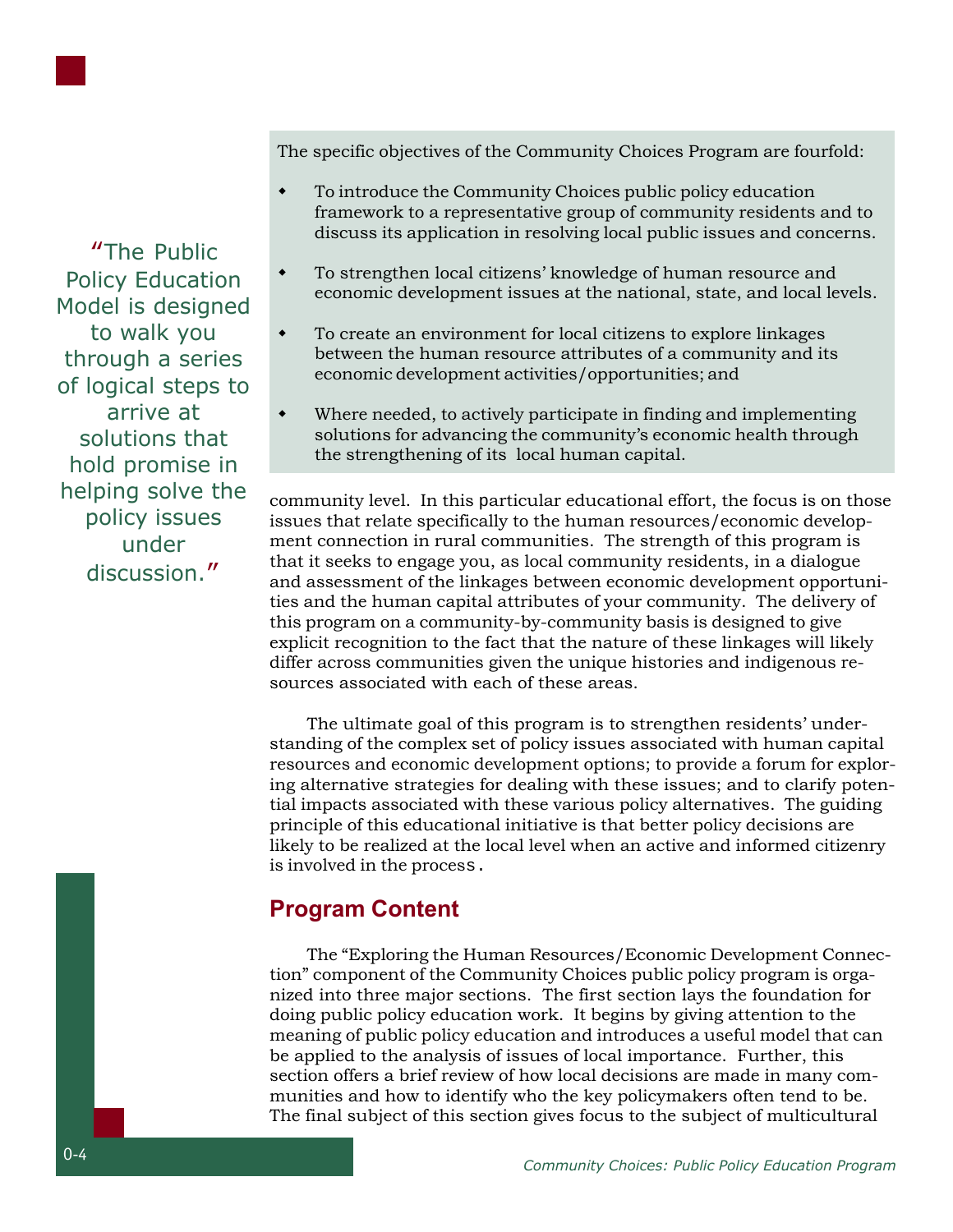> "The Public Policy Education Model is designed to walk you through a series of logical steps to arrive at solutions that hold promise in helping solve the policy issues under discussion."

The specific objectives of the Community Choices Program are fourfold:

- To introduce the Community Choices public policy education framework to a representative group of community residents and to discuss its application in resolving local public issues and concerns.
- To strengthen local citizens' knowledge of human resource and economic development issues at the national, state, and local levels.
- To create an environment for local citizens to explore linkages between the human resource attributes of a community and its economic development activities/opportunities; and
- Where needed, to actively participate in finding and implementing solutions for advancing the community's economic health through the strengthening of its local human capital.

community level. In this particular educational effort, the focus is on those issues that relate specifically to the human resources/economic development connection in rural communities. The strength of this program is that it seeks to engage you, as local community residents, in a dialogue and assessment of the linkages between economic development opportunities and the human capital attributes of your community. The delivery of this program on a community-by-community basis is designed to give explicit recognition to the fact that the nature of these linkages will likely differ across communities given the unique histories and indigenous resources associated with each of these areas.

The ultimate goal of this program is to strengthen residents' understanding of the complex set of policy issues associated with human capital resources and economic development options; to provide a forum for exploring alternative strategies for dealing with these issues; and to clarify potential impacts associated with these various policy alternatives. The guiding principle of this educational initiative is that better policy decisions are likely to be realized at the local level when an active and informed citizenry is involved in the process.

## Program Content

The "Exploring the Human Resources/Economic Development Connection" component of the Community Choices public policy program is organized into three major sections. The first section lays the foundation for doing public policy education work. It begins by giving attention to the meaning of public policy education and introduces a useful model that can be applied to the analysis of issues of local importance. Further, this section offers a brief review of how local decisions are made in many communities and how to identify who the key policymakers often tend to be. The final subject of this section gives focus to the subject of multicultural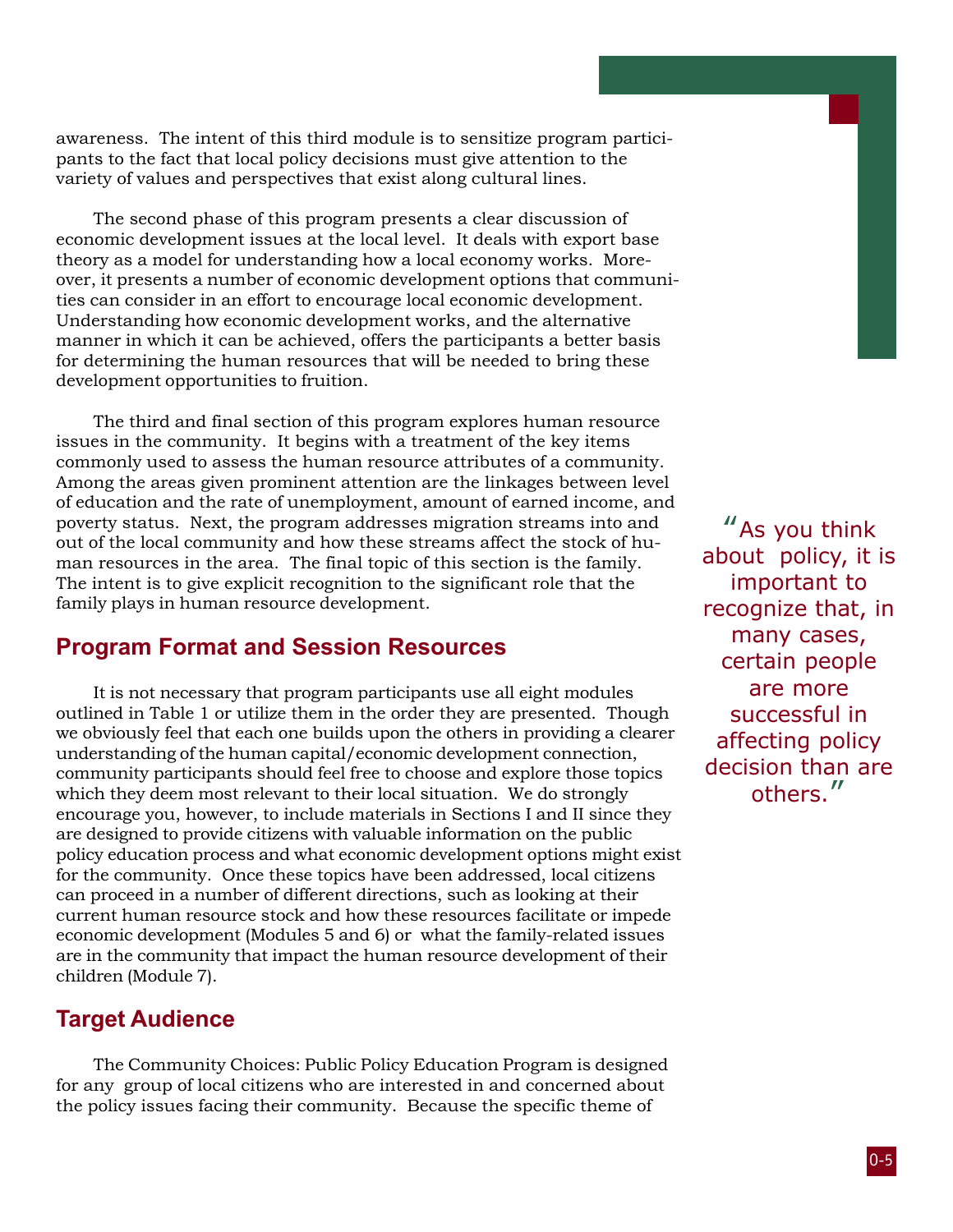awareness. The intent of this third module is to sensitize program participants to the fact that local policy decisions must give attention to the variety of values and perspectives that exist along cultural lines.

The second phase of this program presents a clear discussion of economic development issues at the local level. It deals with export base theory as a model for understanding how a local economy works. Moreover, it presents a number of economic development options that communities can consider in an effort to encourage local economic development. Understanding how economic development works, and the alternative manner in which it can be achieved, offers the participants a better basis for determining the human resources that will be needed to bring these development opportunities to fruition.

The third and final section of this program explores human resource issues in the community. It begins with a treatment of the key items commonly used to assess the human resource attributes of a community. Among the areas given prominent attention are the linkages between level of education and the rate of unemployment, amount of earned income, and poverty status. Next, the program addresses migration streams into and out of the local community and how these streams affect the stock of human resources in the area. The final topic of this section is the family. The intent is to give explicit recognition to the significant role that the family plays in human resource development.

> "As you think about policy, it is important to recognize that, in many cases, certain people are more successful in affecting policy decision than are others."

## Program Format and Session Resources

It is not necessary that program participants use all eight modules outlined in Table 1 or utilize them in the order they are presented. Though we obviously feel that each one builds upon the others in providing a clearer understanding of the human capital/economic development connection, community participants should feel free to choose and explore those topics which they deem most relevant to their local situation. We do strongly encourage you, however, to include materials in Sections I and II since they are designed to provide citizens with valuable information on the public policy education process and what economic development options might exist for the community. Once these topics have been addressed, local citizens can proceed in a number of different directions, such as looking at their current human resource stock and how these resources facilitate or impede economic development (Modules 5 and 6) or what the family-related issues are in the community that impact the human resource development of their children (Module 7).

## Target Audience

The Community Choices: Public Policy Education Program is designed for any group of local citizens who are interested in and concerned about the policy issues facing their community. Because the specific theme of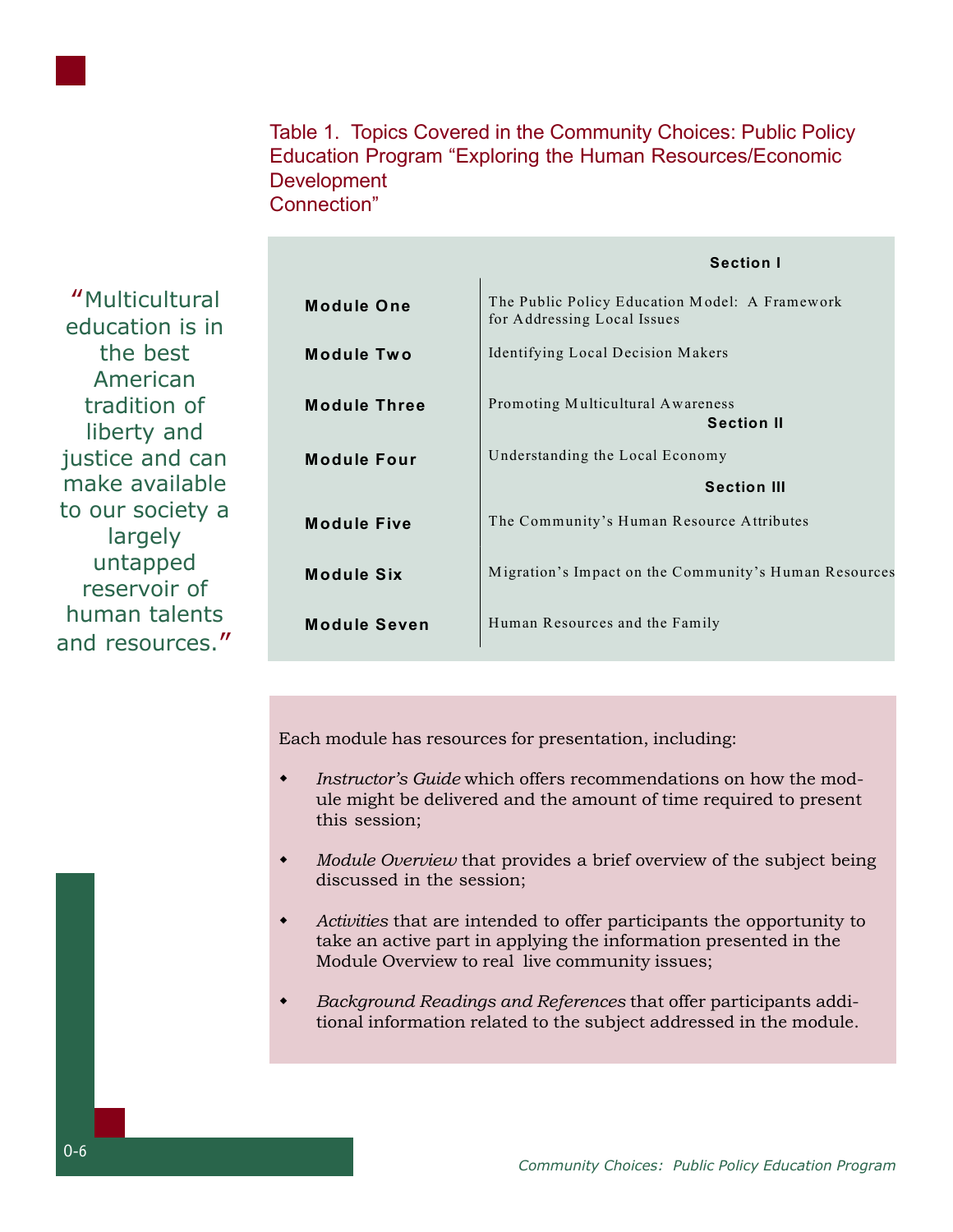> "Multicultural education is in the best American tradition of liberty and justice and can make available to our society a largely untapped reservoir of human talents and resources."

Table 1. Topics Covered in the Community Choices: Public Policy Education Program "Exploring the Human Resources/Economic Development Connection"

| | |
|---|---|
| | **Section I** |
| **Module One** | The Public Policy Education Model: A Framework for Addressing Local Issues |
| **Module Two** | Identifying Local Decision Makers |
| **Module Three** | Promoting Multicultural Awareness |
| | **Section II** |
| **Module Four** | Understanding the Local Economy |
| | **Section III** |
| **Module Five** | The Community's Human Resource Attributes |
| **Module Six** | Migration's Impact on the Community's Human Resources |
| **Module Seven** | Human Resources and the Family |

Each module has resources for presentation, including:

- *Instructor's Guide* which offers recommendations on how the module might be delivered and the amount of time required to present this session;
- *Module Overview* that provides a brief overview of the subject being discussed in the session;
- *Activities* that are intended to offer participants the opportunity to take an active part in applying the information presented in the Module Overview to real live community issues;
- *Background Readings and References* that offer participants additional information related to the subject addressed in the module.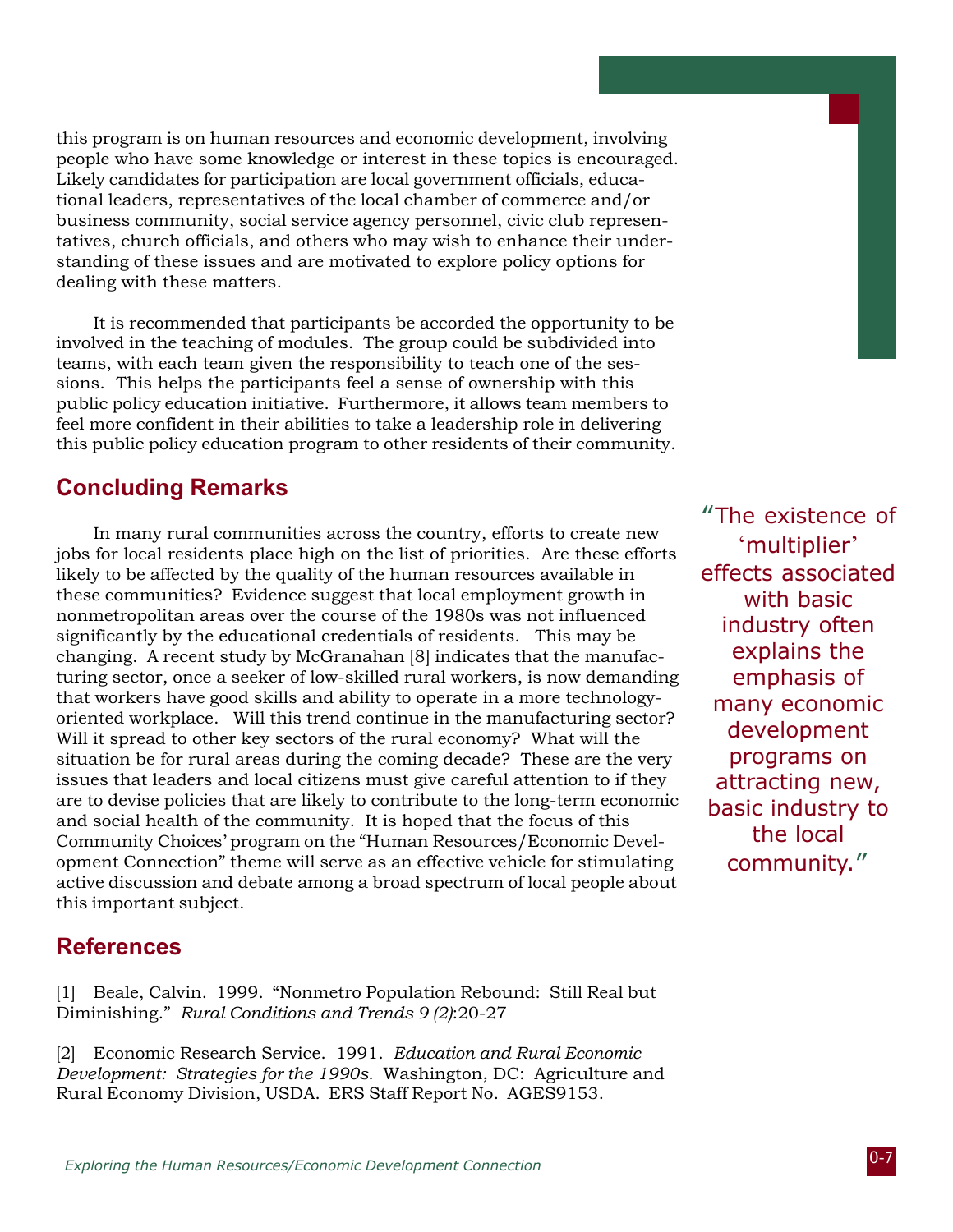this program is on human resources and economic development, involving people who have some knowledge or interest in these topics is encouraged. Likely candidates for participation are local government officials, educational leaders, representatives of the local chamber of commerce and/or business community, social service agency personnel, civic club representatives, church officials, and others who may wish to enhance their understanding of these issues and are motivated to explore policy options for dealing with these matters.

It is recommended that participants be accorded the opportunity to be involved in the teaching of modules. The group could be subdivided into teams, with each team given the responsibility to teach one of the sessions. This helps the participants feel a sense of ownership with this public policy education initiative. Furthermore, it allows team members to feel more confident in their abilities to take a leadership role in delivering this public policy education program to other residents of their community.

## Concluding Remarks

In many rural communities across the country, efforts to create new jobs for local residents place high on the list of priorities. Are these efforts likely to be affected by the quality of the human resources available in these communities? Evidence suggest that local employment growth in nonmetropolitan areas over the course of the 1980s was not influenced significantly by the educational credentials of residents. This may be changing. A recent study by McGranahan [8] indicates that the manufacturing sector, once a seeker of low-skilled rural workers, is now demanding that workers have good skills and ability to operate in a more technology-oriented workplace. Will this trend continue in the manufacturing sector? Will it spread to other key sectors of the rural economy? What will the situation be for rural areas during the coming decade? These are the very issues that leaders and local citizens must give careful attention to if they are to devise policies that are likely to contribute to the long-term economic and social health of the community. It is hoped that the focus of this Community Choices' program on the "Human Resources/Economic Development Connection" theme will serve as an effective vehicle for stimulating active discussion and debate among a broad spectrum of local people about this important subject.

"The existence of 'multiplier' effects associated with basic industry often explains the emphasis of many economic development programs on attracting new, basic industry to the local community."

## References

[1] Beale, Calvin. 1999. "Nonmetro Population Rebound: Still Real but Diminishing." *Rural Conditions and Trends 9 (2)*:20-27

[2] Economic Research Service. 1991. *Education and Rural Economic Development: Strategies for the 1990s.* Washington, DC: Agriculture and Rural Economy Division, USDA. ERS Staff Report No. AGES9153.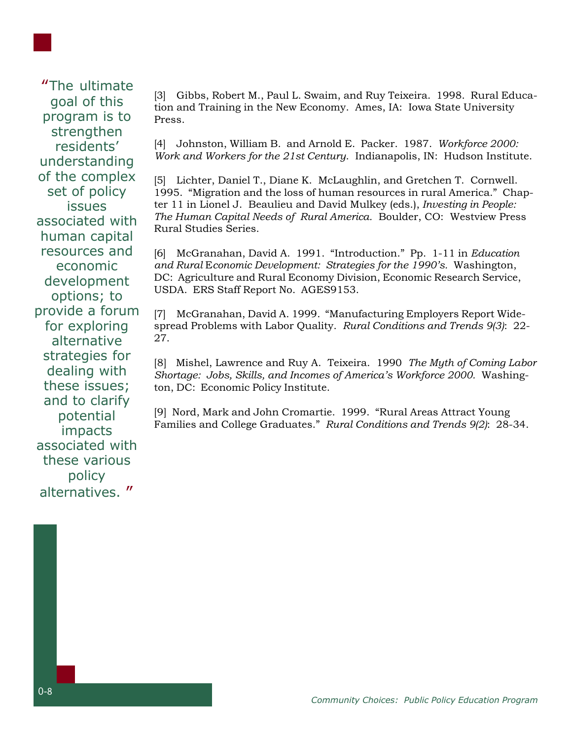"The ultimate goal of this program is to strengthen residents' understanding of the complex set of policy issues associated with human capital resources and economic development options; to provide a forum for exploring alternative strategies for dealing with these issues; and to clarify potential impacts associated with these various policy alternatives."

[3] Gibbs, Robert M., Paul L. Swaim, and Ruy Teixeira. 1998. Rural Education and Training in the New Economy. Ames, IA: Iowa State University Press.

[4] Johnston, William B. and Arnold E. Packer. 1987. *Workforce 2000: Work and Workers for the 21st Century*. Indianapolis, IN: Hudson Institute.

[5] Lichter, Daniel T., Diane K. McLaughlin, and Gretchen T. Cornwell. 1995. "Migration and the loss of human resources in rural America." Chapter 11 in Lionel J. Beaulieu and David Mulkey (eds.), *Investing in People: The Human Capital Needs of Rural America.* Boulder, CO: Westview Press Rural Studies Series.

[6] McGranahan, David A. 1991. "Introduction." Pp. 1-11 in *Education and Rural Economic Development: Strategies for the 1990's.* Washington, DC: Agriculture and Rural Economy Division, Economic Research Service, USDA. ERS Staff Report No. AGES9153.

[7] McGranahan, David A. 1999. "Manufacturing Employers Report Widespread Problems with Labor Quality. *Rural Conditions and Trends 9(3)*: 22-27.

[8] Mishel, Lawrence and Ruy A. Teixeira. 1990 *The Myth of Coming Labor Shortage: Jobs, Skills, and Incomes of America's Workforce 2000.* Washington, DC: Economic Policy Institute.

[9] Nord, Mark and John Cromartie. 1999. "Rural Areas Attract Young Families and College Graduates." *Rural Conditions and Trends 9(2)*: 28-34.